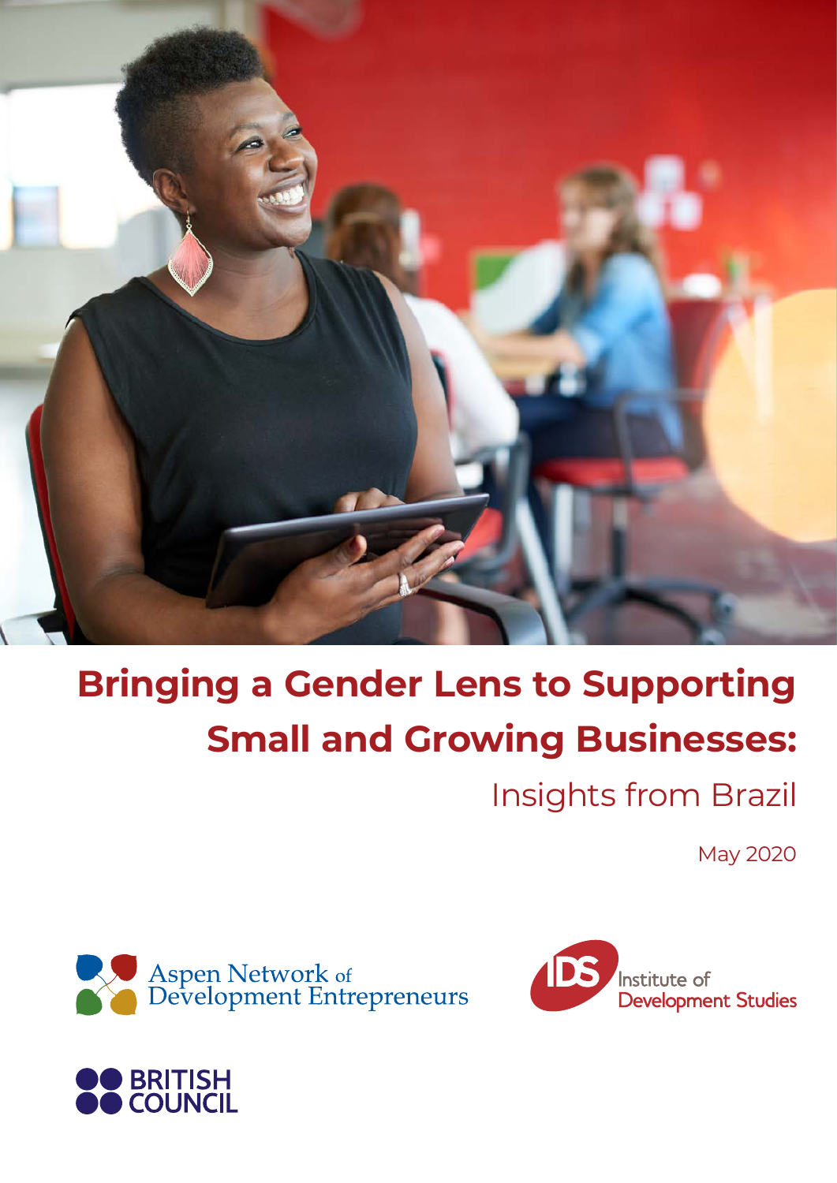# Bringing a Gender Lens to Supporting Small and Growing Businesses:

## Insights from Brazil

May 2020

Aspen Network of Development Entrepreneurs

Institute of Development Studies

British Council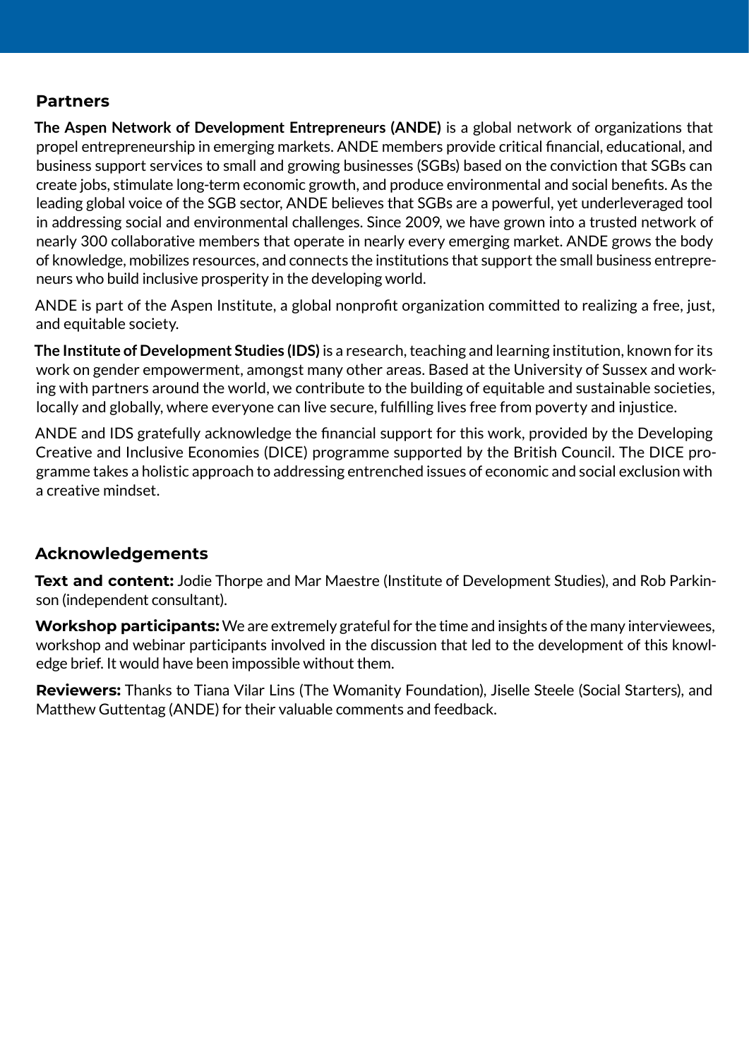## Partners

**The Aspen Network of Development Entrepreneurs (ANDE)** is a global network of organizations that propel entrepreneurship in emerging markets. ANDE members provide critical financial, educational, and business support services to small and growing businesses (SGBs) based on the conviction that SGBs can create jobs, stimulate long-term economic growth, and produce environmental and social benefits. As the leading global voice of the SGB sector, ANDE believes that SGBs are a powerful, yet underleveraged tool in addressing social and environmental challenges. Since 2009, we have grown into a trusted network of nearly 300 collaborative members that operate in nearly every emerging market. ANDE grows the body of knowledge, mobilizes resources, and connects the institutions that support the small business entrepreneurs who build inclusive prosperity in the developing world.

ANDE is part of the Aspen Institute, a global nonprofit organization committed to realizing a free, just, and equitable society.

**The Institute of Development Studies (IDS)** is a research, teaching and learning institution, known for its work on gender empowerment, amongst many other areas. Based at the University of Sussex and working with partners around the world, we contribute to the building of equitable and sustainable societies, locally and globally, where everyone can live secure, fulfilling lives free from poverty and injustice.

ANDE and IDS gratefully acknowledge the financial support for this work, provided by the Developing Creative and Inclusive Economies (DICE) programme supported by the British Council. The DICE programme takes a holistic approach to addressing entrenched issues of economic and social exclusion with a creative mindset.

## Acknowledgements

**Text and content:** Jodie Thorpe and Mar Maestre (Institute of Development Studies), and Rob Parkinson (independent consultant).

**Workshop participants:** We are extremely grateful for the time and insights of the many interviewees, workshop and webinar participants involved in the discussion that led to the development of this knowledge brief. It would have been impossible without them.

**Reviewers:** Thanks to Tiana Vilar Lins (The Womanity Foundation), Jiselle Steele (Social Starters), and Matthew Guttentag (ANDE) for their valuable comments and feedback.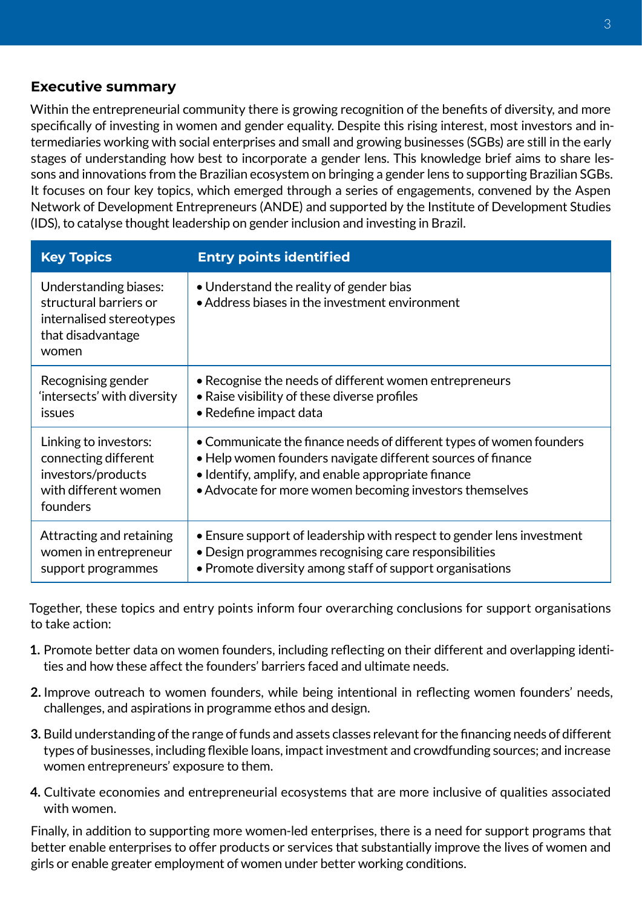## Executive summary

Within the entrepreneurial community there is growing recognition of the benefits of diversity, and more specifically of investing in women and gender equality. Despite this rising interest, most investors and intermediaries working with social enterprises and small and growing businesses (SGBs) are still in the early stages of understanding how best to incorporate a gender lens. This knowledge brief aims to share lessons and innovations from the Brazilian ecosystem on bringing a gender lens to supporting Brazilian SGBs. It focuses on four key topics, which emerged through a series of engagements, convened by the Aspen Network of Development Entrepreneurs (ANDE) and supported by the Institute of Development Studies (IDS), to catalyse thought leadership on gender inclusion and investing in Brazil.

| Key Topics | Entry points identified |
|---|---|
| Understanding biases: structural barriers or internalised stereotypes that disadvantage women | • Understand the reality of gender bias<br>• Address biases in the investment environment |
| Recognising gender 'intersects' with diversity issues | • Recognise the needs of different women entrepreneurs<br>• Raise visibility of these diverse profiles<br>• Redefine impact data |
| Linking to investors: connecting different investors/products with different women founders | • Communicate the finance needs of different types of women founders<br>• Help women founders navigate different sources of finance<br>• Identify, amplify, and enable appropriate finance<br>• Advocate for more women becoming investors themselves |
| Attracting and retaining women in entrepreneur support programmes | • Ensure support of leadership with respect to gender lens investment<br>• Design programmes recognising care responsibilities<br>• Promote diversity among staff of support organisations |

Together, these topics and entry points inform four overarching conclusions for support organisations to take action:

1. Promote better data on women founders, including reflecting on their different and overlapping identities and how these affect the founders' barriers faced and ultimate needs.
2. Improve outreach to women founders, while being intentional in reflecting women founders' needs, challenges, and aspirations in programme ethos and design.
3. Build understanding of the range of funds and assets classes relevant for the financing needs of different types of businesses, including flexible loans, impact investment and crowdfunding sources; and increase women entrepreneurs' exposure to them.
4. Cultivate economies and entrepreneurial ecosystems that are more inclusive of qualities associated with women.

Finally, in addition to supporting more women-led enterprises, there is a need for support programs that better enable enterprises to offer products or services that substantially improve the lives of women and girls or enable greater employment of women under better working conditions.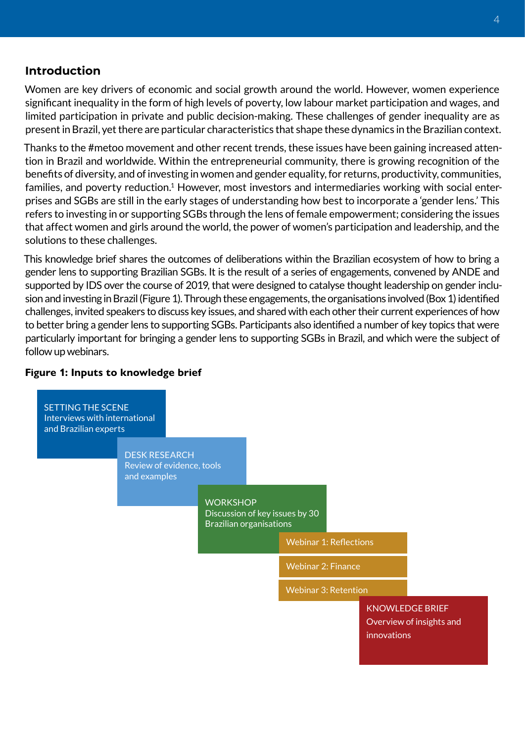## Introduction

Women are key drivers of economic and social growth around the world. However, women experience significant inequality in the form of high levels of poverty, low labour market participation and wages, and limited participation in private and public decision-making. These challenges of gender inequality are as present in Brazil, yet there are particular characteristics that shape these dynamics in the Brazilian context.

Thanks to the #metoo movement and other recent trends, these issues have been gaining increased attention in Brazil and worldwide. Within the entrepreneurial community, there is growing recognition of the benefits of diversity, and of investing in women and gender equality, for returns, productivity, communities, families, and poverty reduction.[1] However, most investors and intermediaries working with social enterprises and SGBs are still in the early stages of understanding how best to incorporate a 'gender lens.' This refers to investing in or supporting SGBs through the lens of female empowerment; considering the issues that affect women and girls around the world, the power of women's participation and leadership, and the solutions to these challenges.

This knowledge brief shares the outcomes of deliberations within the Brazilian ecosystem of how to bring a gender lens to supporting Brazilian SGBs. It is the result of a series of engagements, convened by ANDE and supported by IDS over the course of 2019, that were designed to catalyse thought leadership on gender inclusion and investing in Brazil (Figure 1). Through these engagements, the organisations involved (Box 1) identified challenges, invited speakers to discuss key issues, and shared with each other their current experiences of how to better bring a gender lens to supporting SGBs. Participants also identified a number of key topics that were particularly important for bringing a gender lens to supporting SGBs in Brazil, and which were the subject of follow up webinars.

**Figure 1: Inputs to knowledge brief**

- SETTING THE SCENE
  Interviews with international and Brazilian experts
- DESK RESEARCH
  Review of evidence, tools and examples
- WORKSHOP
  Discussion of key issues by 30 Brazilian organisations
- Webinar 1: Reflections
- Webinar 2: Finance
- Webinar 3: Retention
- KNOWLEDGE BRIEF
  Overview of insights and innovations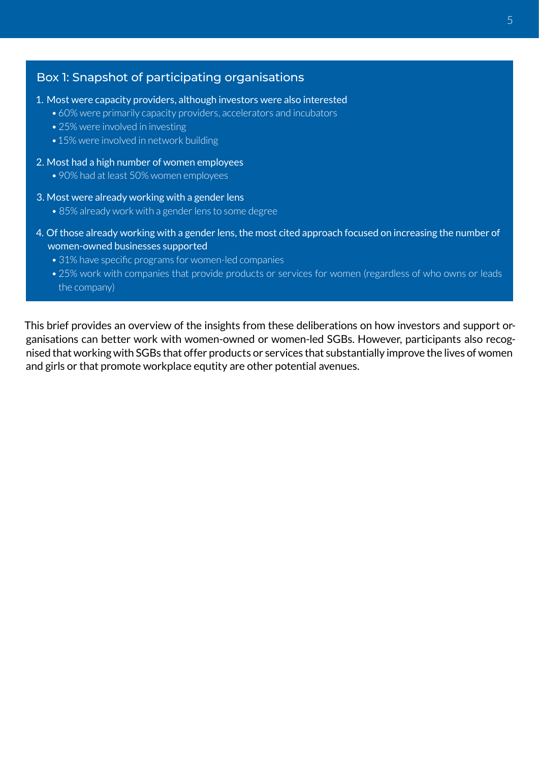### Box 1: Snapshot of participating organisations

1. Most were capacity providers, although investors were also interested
    - 60% were primarily capacity providers, accelerators and incubators
    - 25% were involved in investing
    - 15% were involved in network building
2. Most had a high number of women employees
    - 90% had at least 50% women employees
3. Most were already working with a gender lens
    - 85% already work with a gender lens to some degree
4. Of those already working with a gender lens, the most cited approach focused on increasing the number of women-owned businesses supported
    - 31% have specific programs for women-led companies
    - 25% work with companies that provide products or services for women (regardless of who owns or leads the company)

This brief provides an overview of the insights from these deliberations on how investors and support organisations can better work with women-owned or women-led SGBs. However, participants also recognised that working with SGBs that offer products or services that substantially improve the lives of women and girls or that promote workplace equtity are other potential avenues.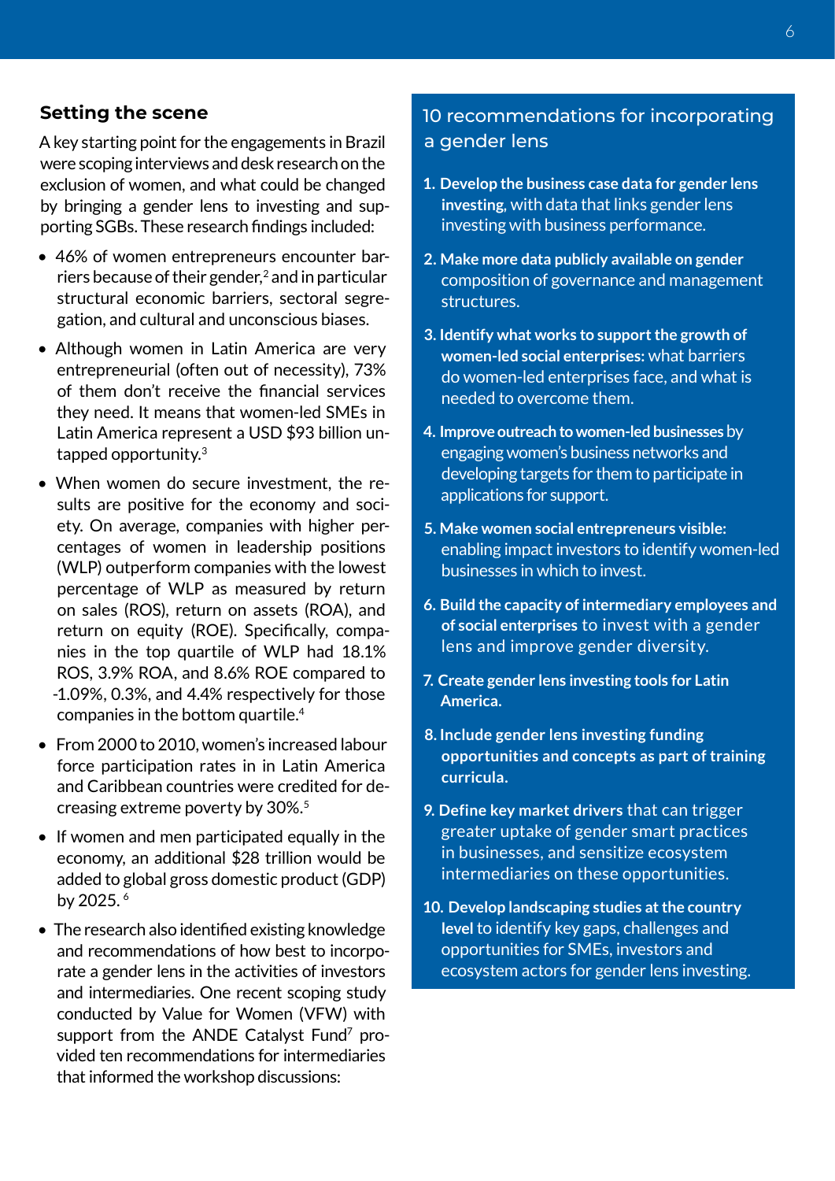## Setting the scene

A key starting point for the engagements in Brazil were scoping interviews and desk research on the exclusion of women, and what could be changed by bringing a gender lens to investing and supporting SGBs. These research findings included:

- 46% of women entrepreneurs encounter barriers because of their gender,[2] and in particular structural economic barriers, sectoral segregation, and cultural and unconscious biases.
- Although women in Latin America are very entrepreneurial (often out of necessity), 73% of them don't receive the financial services they need. It means that women-led SMEs in Latin America represent a USD $93 billion untapped opportunity.[3]
- When women do secure investment, the results are positive for the economy and society. On average, companies with higher percentages of women in leadership positions (WLP) outperform companies with the lowest percentage of WLP as measured by return on sales (ROS), return on assets (ROA), and return on equity (ROE). Specifically, companies in the top quartile of WLP had 18.1% ROS, 3.9% ROA, and 8.6% ROE compared to -1.09%, 0.3%, and 4.4% respectively for those companies in the bottom quartile.[4]
- From 2000 to 2010, women's increased labour force participation rates in in Latin America and Caribbean countries were credited for decreasing extreme poverty by 30%.[5]
- If women and men participated equally in the economy, an additional $28 trillion would be added to global gross domestic product (GDP) by 2025.[6]
- The research also identified existing knowledge and recommendations of how best to incorporate a gender lens in the activities of investors and intermediaries. One recent scoping study conducted by Value for Women (VFW) with support from the ANDE Catalyst Fund[7] provided ten recommendations for intermediaries that informed the workshop discussions:

### 10 recommendations for incorporating a gender lens

1. **Develop the business case data for gender lens investing**, with data that links gender lens investing with business performance.
2. **Make more data publicly available on gender** composition of governance and management structures.
3. **Identify what works to support the growth of women-led social enterprises:** what barriers do women-led enterprises face, and what is needed to overcome them.
4. **Improve outreach to women-led businesses** by engaging women's business networks and developing targets for them to participate in applications for support.
5. **Make women social entrepreneurs visible:** enabling impact investors to identify women-led businesses in which to invest.
6. **Build the capacity of intermediary employees and of social enterprises** to invest with a gender lens and improve gender diversity.
7. **Create gender lens investing tools for Latin America.**
8. **Include gender lens investing funding opportunities and concepts as part of training curricula.**
9. **Define key market drivers** that can trigger greater uptake of gender smart practices in businesses, and sensitize ecosystem intermediaries on these opportunities.
10. **Develop landscaping studies at the country level** to identify key gaps, challenges and opportunities for SMEs, investors and ecosystem actors for gender lens investing.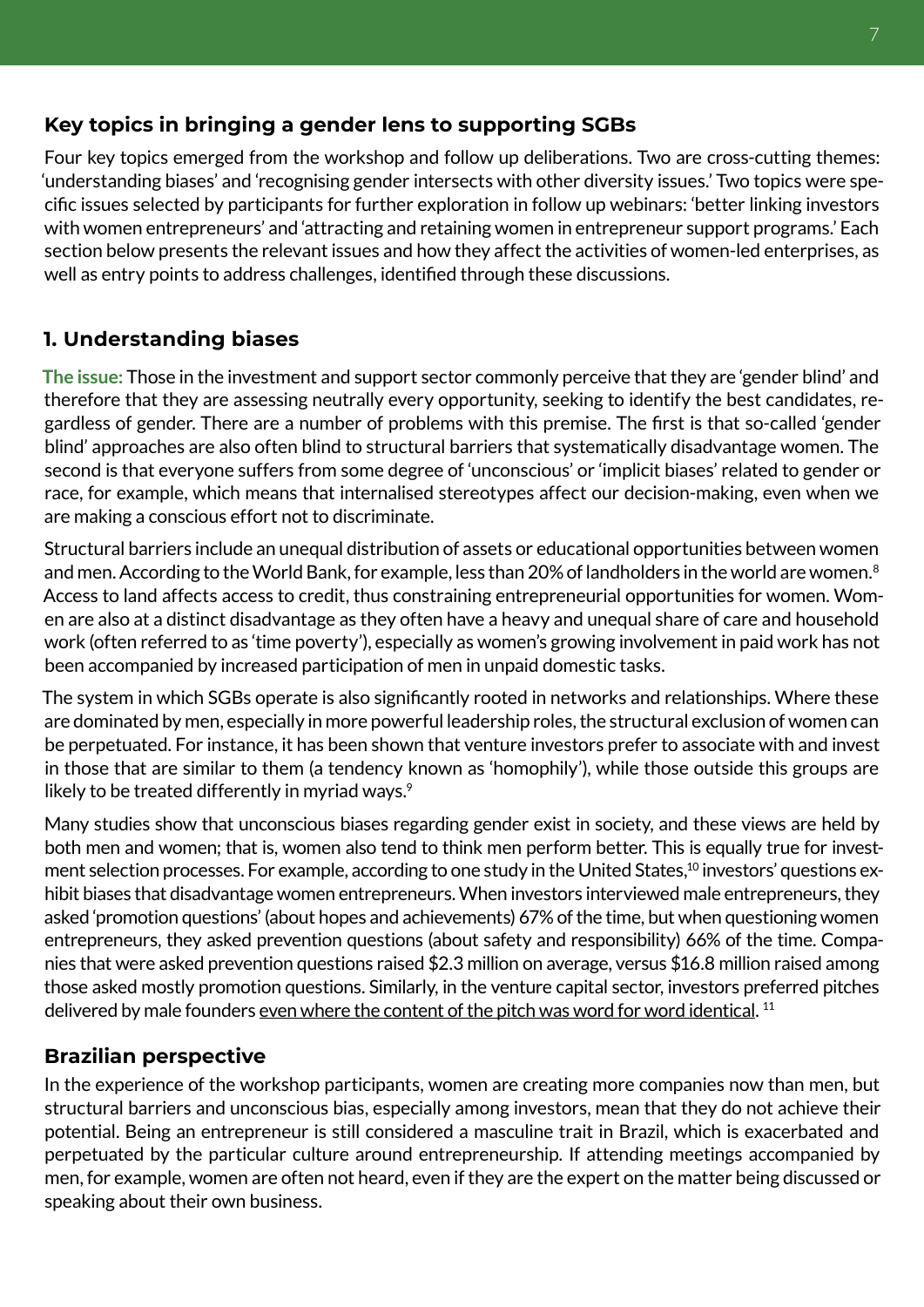## Key topics in bringing a gender lens to supporting SGBs

Four key topics emerged from the workshop and follow up deliberations. Two are cross-cutting themes: 'understanding biases' and 'recognising gender intersects with other diversity issues.' Two topics were specific issues selected by participants for further exploration in follow up webinars: 'better linking investors with women entrepreneurs' and 'attracting and retaining women in entrepreneur support programs.' Each section below presents the relevant issues and how they affect the activities of women-led enterprises, as well as entry points to address challenges, identified through these discussions.

## 1. Understanding biases

**The issue:** Those in the investment and support sector commonly perceive that they are 'gender blind' and therefore that they are assessing neutrally every opportunity, seeking to identify the best candidates, regardless of gender. There are a number of problems with this premise. The first is that so-called 'gender blind' approaches are also often blind to structural barriers that systematically disadvantage women. The second is that everyone suffers from some degree of 'unconscious' or 'implicit biases' related to gender or race, for example, which means that internalised stereotypes affect our decision-making, even when we are making a conscious effort not to discriminate.

Structural barriers include an unequal distribution of assets or educational opportunities between women and men. According to the World Bank, for example, less than 20% of landholders in the world are women.[8] Access to land affects access to credit, thus constraining entrepreneurial opportunities for women. Women are also at a distinct disadvantage as they often have a heavy and unequal share of care and household work (often referred to as 'time poverty'), especially as women's growing involvement in paid work has not been accompanied by increased participation of men in unpaid domestic tasks.

The system in which SGBs operate is also significantly rooted in networks and relationships. Where these are dominated by men, especially in more powerful leadership roles, the structural exclusion of women can be perpetuated. For instance, it has been shown that venture investors prefer to associate with and invest in those that are similar to them (a tendency known as 'homophily'), while those outside this groups are likely to be treated differently in myriad ways.[9]

Many studies show that unconscious biases regarding gender exist in society, and these views are held by both men and women; that is, women also tend to think men perform better. This is equally true for investment selection processes. For example, according to one study in the United States,[10] investors' questions exhibit biases that disadvantage women entrepreneurs. When investors interviewed male entrepreneurs, they asked 'promotion questions' (about hopes and achievements) 67% of the time, but when questioning women entrepreneurs, they asked prevention questions (about safety and responsibility) 66% of the time. Companies that were asked prevention questions raised $2.3 million on average, versus $16.8 million raised among those asked mostly promotion questions. Similarly, in the venture capital sector, investors preferred pitches delivered by male founders even where the content of the pitch was word for word identical.[11]

## Brazilian perspective

In the experience of the workshop participants, women are creating more companies now than men, but structural barriers and unconscious bias, especially among investors, mean that they do not achieve their potential. Being an entrepreneur is still considered a masculine trait in Brazil, which is exacerbated and perpetuated by the particular culture around entrepreneurship. If attending meetings accompanied by men, for example, women are often not heard, even if they are the expert on the matter being discussed or speaking about their own business.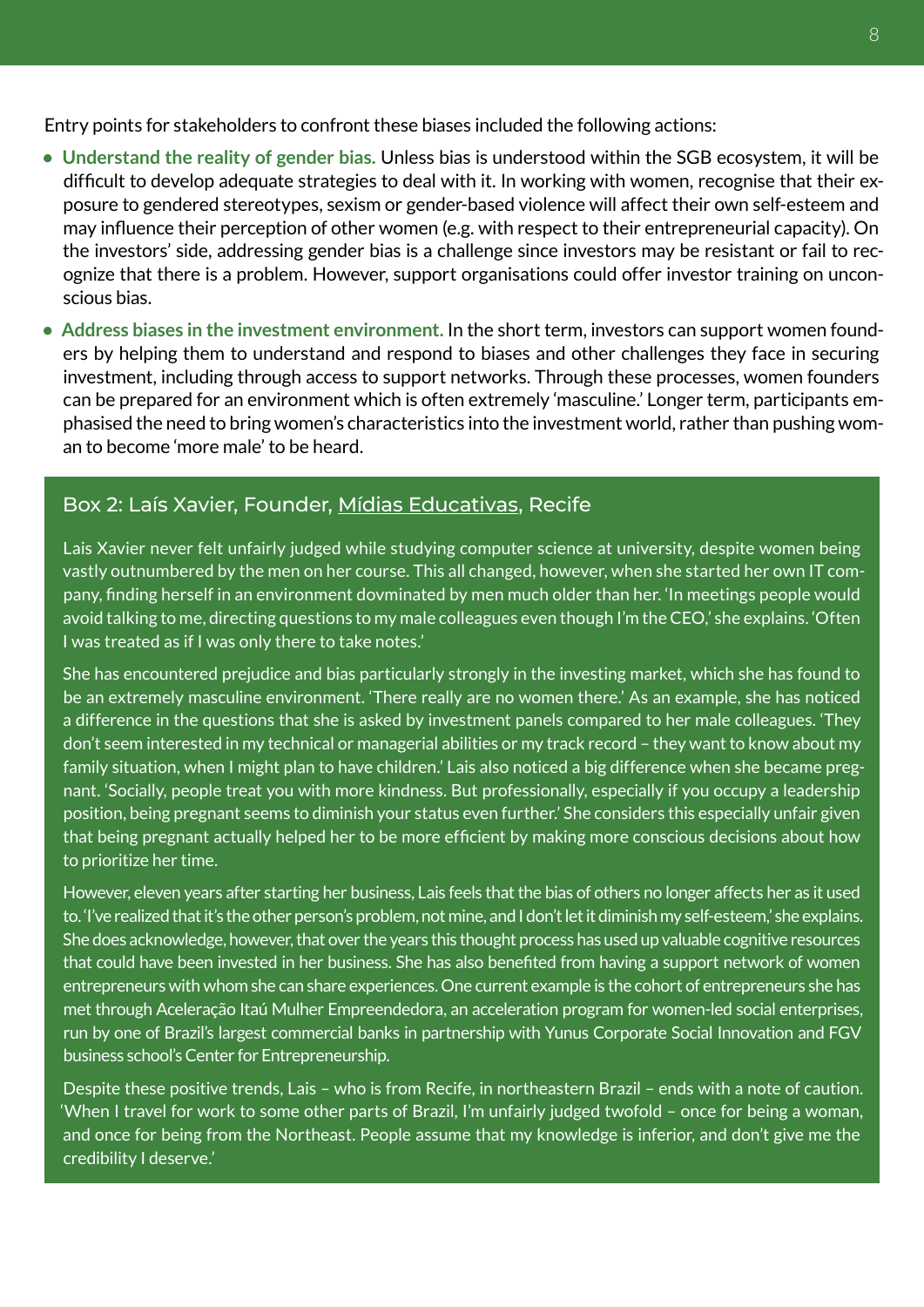Entry points for stakeholders to confront these biases included the following actions:

- **Understand the reality of gender bias.** Unless bias is understood within the SGB ecosystem, it will be difficult to develop adequate strategies to deal with it. In working with women, recognise that their exposure to gendered stereotypes, sexism or gender-based violence will affect their own self-esteem and may influence their perception of other women (e.g. with respect to their entrepreneurial capacity). On the investors' side, addressing gender bias is a challenge since investors may be resistant or fail to recognize that there is a problem. However, support organisations could offer investor training on unconscious bias.
- **Address biases in the investment environment.** In the short term, investors can support women founders by helping them to understand and respond to biases and other challenges they face in securing investment, including through access to support networks. Through these processes, women founders can be prepared for an environment which is often extremely 'masculine.' Longer term, participants emphasised the need to bring women's characteristics into the investment world, rather than pushing woman to become 'more male' to be heard.

### Box 2: Laís Xavier, Founder, Mídias Educativas, Recife

Lais Xavier never felt unfairly judged while studying computer science at university, despite women being vastly outnumbered by the men on her course. This all changed, however, when she started her own IT company, finding herself in an environment dovminated by men much older than her. 'In meetings people would avoid talking to me, directing questions to my male colleagues even though I'm the CEO,' she explains. 'Often I was treated as if I was only there to take notes.'

She has encountered prejudice and bias particularly strongly in the investing market, which she has found to be an extremely masculine environment. 'There really are no women there.' As an example, she has noticed a difference in the questions that she is asked by investment panels compared to her male colleagues. 'They don't seem interested in my technical or managerial abilities or my track record – they want to know about my family situation, when I might plan to have children.' Lais also noticed a big difference when she became pregnant. 'Socially, people treat you with more kindness. But professionally, especially if you occupy a leadership position, being pregnant seems to diminish your status even further.' She considers this especially unfair given that being pregnant actually helped her to be more efficient by making more conscious decisions about how to prioritize her time.

However, eleven years after starting her business, Lais feels that the bias of others no longer affects her as it used to. 'I've realized that it's the other person's problem, not mine, and I don't let it diminish my self-esteem,' she explains. She does acknowledge, however, that over the years this thought process has used up valuable cognitive resources that could have been invested in her business. She has also benefited from having a support network of women entrepreneurs with whom she can share experiences. One current example is the cohort of entrepreneurs she has met through Aceleração Itaú Mulher Empreendedora, an acceleration program for women-led social enterprises, run by one of Brazil's largest commercial banks in partnership with Yunus Corporate Social Innovation and FGV business school's Center for Entrepreneurship.

Despite these positive trends, Lais – who is from Recife, in northeastern Brazil – ends with a note of caution. 'When I travel for work to some other parts of Brazil, I'm unfairly judged twofold – once for being a woman, and once for being from the Northeast. People assume that my knowledge is inferior, and don't give me the credibility I deserve.'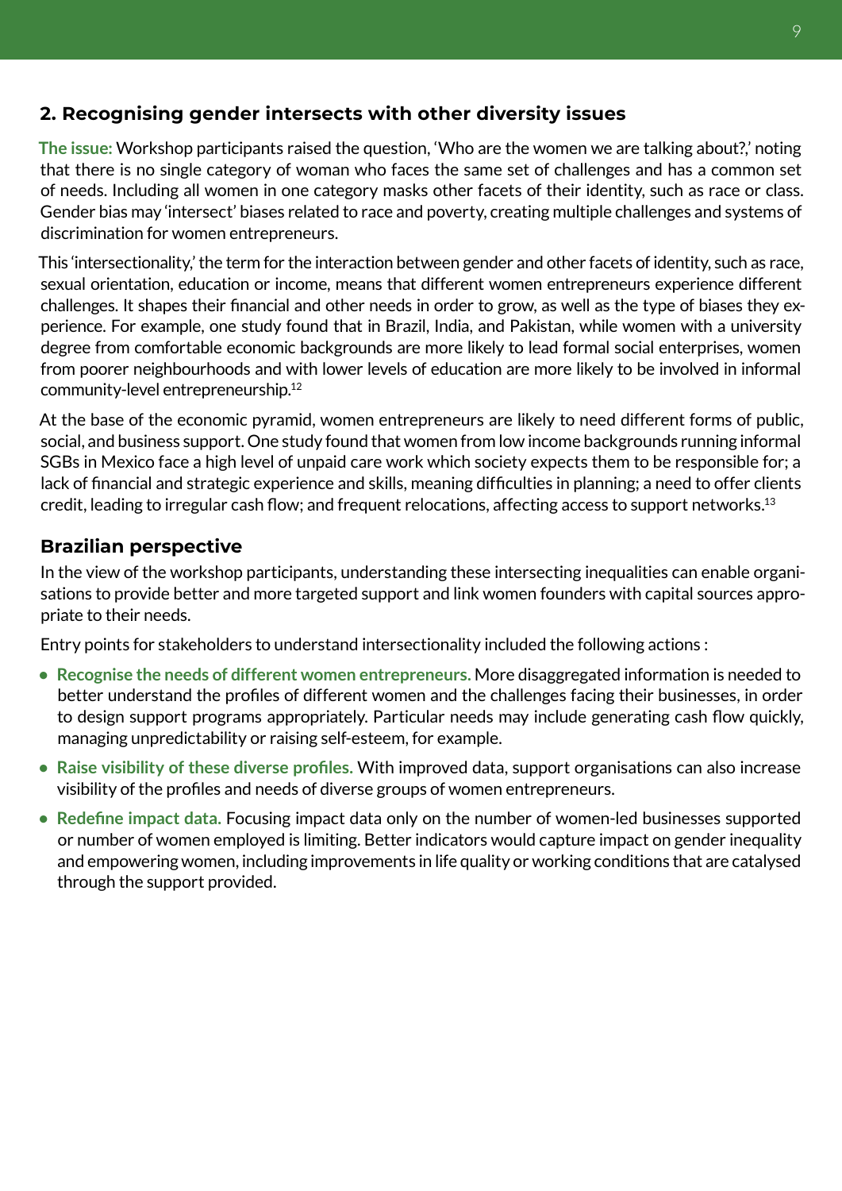## 2. Recognising gender intersects with other diversity issues

**The issue:** Workshop participants raised the question, 'Who are the women we are talking about?,' noting that there is no single category of woman who faces the same set of challenges and has a common set of needs. Including all women in one category masks other facets of their identity, such as race or class. Gender bias may 'intersect' biases related to race and poverty, creating multiple challenges and systems of discrimination for women entrepreneurs.

This 'intersectionality,' the term for the interaction between gender and other facets of identity, such as race, sexual orientation, education or income, means that different women entrepreneurs experience different challenges. It shapes their financial and other needs in order to grow, as well as the type of biases they experience. For example, one study found that in Brazil, India, and Pakistan, while women with a university degree from comfortable economic backgrounds are more likely to lead formal social enterprises, women from poorer neighbourhoods and with lower levels of education are more likely to be involved in informal community-level entrepreneurship.[12]

At the base of the economic pyramid, women entrepreneurs are likely to need different forms of public, social, and business support. One study found that women from low income backgrounds running informal SGBs in Mexico face a high level of unpaid care work which society expects them to be responsible for; a lack of financial and strategic experience and skills, meaning difficulties in planning; a need to offer clients credit, leading to irregular cash flow; and frequent relocations, affecting access to support networks.[13]

### Brazilian perspective

In the view of the workshop participants, understanding these intersecting inequalities can enable organisations to provide better and more targeted support and link women founders with capital sources appropriate to their needs.

Entry points for stakeholders to understand intersectionality included the following actions :

- **Recognise the needs of different women entrepreneurs.** More disaggregated information is needed to better understand the profiles of different women and the challenges facing their businesses, in order to design support programs appropriately. Particular needs may include generating cash flow quickly, managing unpredictability or raising self-esteem, for example.
- **Raise visibility of these diverse profiles.** With improved data, support organisations can also increase visibility of the profiles and needs of diverse groups of women entrepreneurs.
- **Redefine impact data.** Focusing impact data only on the number of women-led businesses supported or number of women employed is limiting. Better indicators would capture impact on gender inequality and empowering women, including improvements in life quality or working conditions that are catalysed through the support provided.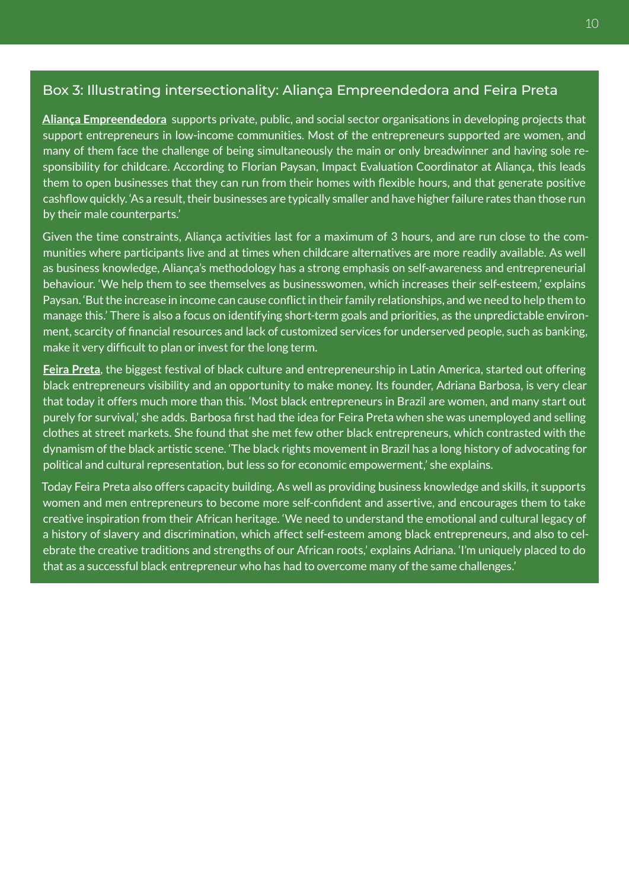### Box 3: Illustrating intersectionality: Aliança Empreendedora and Feira Preta

**Aliança Empreendedora** supports private, public, and social sector organisations in developing projects that support entrepreneurs in low-income communities. Most of the entrepreneurs supported are women, and many of them face the challenge of being simultaneously the main or only breadwinner and having sole responsibility for childcare. According to Florian Paysan, Impact Evaluation Coordinator at Aliança, this leads them to open businesses that they can run from their homes with flexible hours, and that generate positive cashflow quickly. 'As a result, their businesses are typically smaller and have higher failure rates than those run by their male counterparts.'

Given the time constraints, Aliança activities last for a maximum of 3 hours, and are run close to the communities where participants live and at times when childcare alternatives are more readily available. As well as business knowledge, Aliança's methodology has a strong emphasis on self-awareness and entrepreneurial behaviour. 'We help them to see themselves as businesswomen, which increases their self-esteem,' explains Paysan. 'But the increase in income can cause conflict in their family relationships, and we need to help them to manage this.' There is also a focus on identifying short-term goals and priorities, as the unpredictable environment, scarcity of financial resources and lack of customized services for underserved people, such as banking, make it very difficult to plan or invest for the long term.

**Feira Preta**, the biggest festival of black culture and entrepreneurship in Latin America, started out offering black entrepreneurs visibility and an opportunity to make money. Its founder, Adriana Barbosa, is very clear that today it offers much more than this. 'Most black entrepreneurs in Brazil are women, and many start out purely for survival,' she adds. Barbosa first had the idea for Feira Preta when she was unemployed and selling clothes at street markets. She found that she met few other black entrepreneurs, which contrasted with the dynamism of the black artistic scene. 'The black rights movement in Brazil has a long history of advocating for political and cultural representation, but less so for economic empowerment,' she explains.

Today Feira Preta also offers capacity building. As well as providing business knowledge and skills, it supports women and men entrepreneurs to become more self-confident and assertive, and encourages them to take creative inspiration from their African heritage. 'We need to understand the emotional and cultural legacy of a history of slavery and discrimination, which affect self-esteem among black entrepreneurs, and also to celebrate the creative traditions and strengths of our African roots,' explains Adriana. 'I'm uniquely placed to do that as a successful black entrepreneur who has had to overcome many of the same challenges.'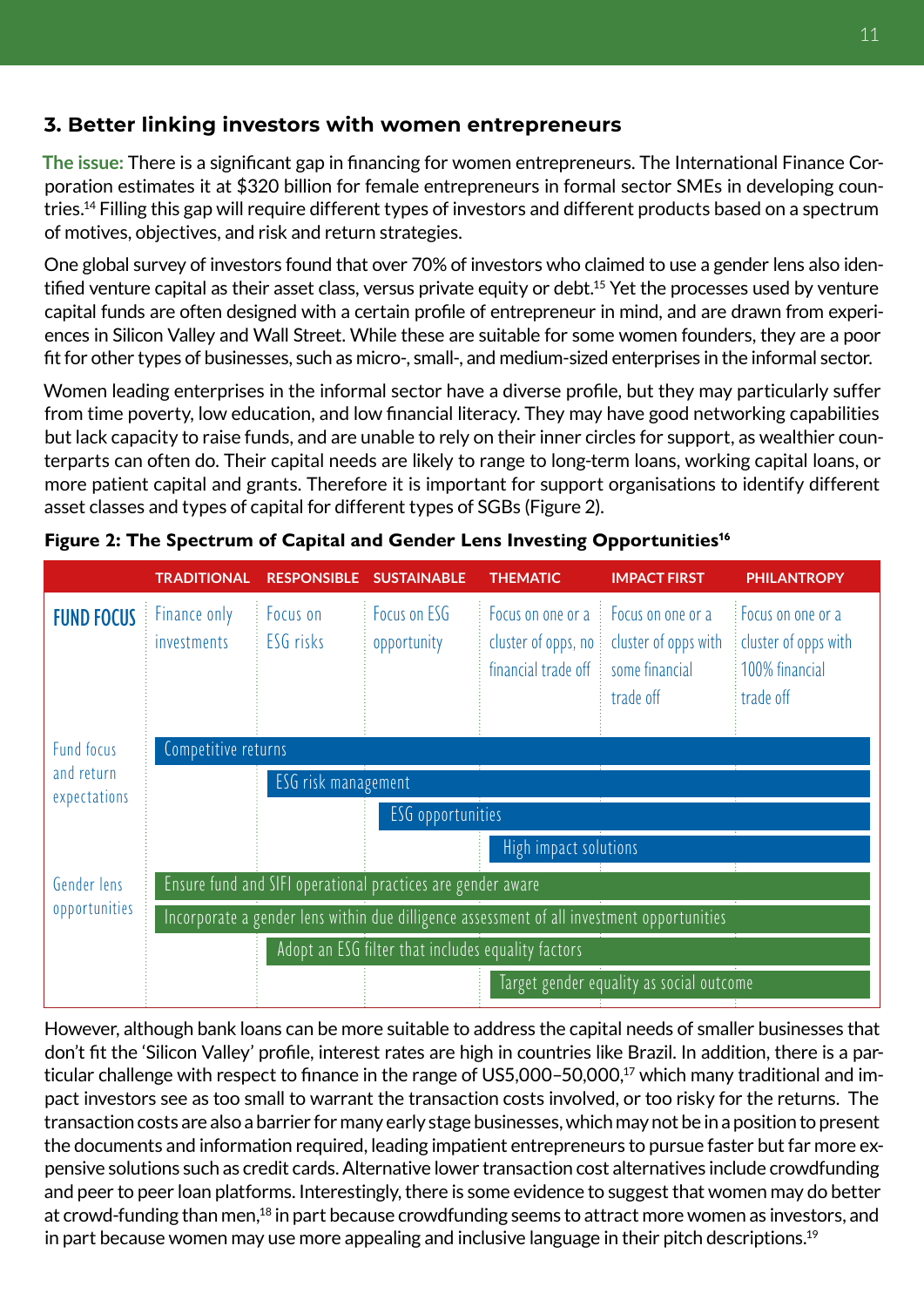## 3. Better linking investors with women entrepreneurs

**The issue:** There is a significant gap in financing for women entrepreneurs. The International Finance Corporation estimates it at $320 billion for female entrepreneurs in formal sector SMEs in developing countries.[14] Filling this gap will require different types of investors and different products based on a spectrum of motives, objectives, and risk and return strategies.

One global survey of investors found that over 70% of investors who claimed to use a gender lens also identified venture capital as their asset class, versus private equity or debt.[15] Yet the processes used by venture capital funds are often designed with a certain profile of entrepreneur in mind, and are drawn from experiences in Silicon Valley and Wall Street. While these are suitable for some women founders, they are a poor fit for other types of businesses, such as micro-, small-, and medium-sized enterprises in the informal sector.

Women leading enterprises in the informal sector have a diverse profile, but they may particularly suffer from time poverty, low education, and low financial literacy. They may have good networking capabilities but lack capacity to raise funds, and are unable to rely on their inner circles for support, as wealthier counterparts can often do. Their capital needs are likely to range to long-term loans, working capital loans, or more patient capital and grants. Therefore it is important for support organisations to identify different asset classes and types of capital for different types of SGBs (Figure 2).

**Figure 2: The Spectrum of Capital and Gender Lens Investing Opportunities[16]**

| | TRADITIONAL | RESPONSIBLE | SUSTAINABLE | THEMATIC | IMPACT FIRST | PHILANTROPY |
|---|---|---|---|---|---|---|
| FUND FOCUS | Finance only investments | Focus on ESG risks | Focus on ESG opportunity | Focus on one or a cluster of opps, no financial trade off | Focus on one or a cluster of opps with some financial trade off | Focus on one or a cluster of opps with 100% financial trade off |
| Fund focus and return expectations | Competitive returns (Traditional → Philantropy) | | | | | |
| | | ESG risk management (Responsible → Philantropy) | | | | |
| | | | ESG opportunities (Sustainable → Philantropy) | | | |
| | | | | High impact solutions (Thematic → Philantropy) | | |
| Gender lens opportunities | Ensure fund and SIFI operational practices are gender aware (Traditional → Philantropy) | | | | | |
| | Incorporate a gender lens within due dilligence assessment of all investment opportunities (Traditional → Philantropy) | | | | | |
| | | Adopt an ESG filter that includes equality factors (Responsible → Philantropy) | | | | |
| | | | | Target gender equality as social outcome (Thematic → Philantropy) | | |

However, although bank loans can be more suitable to address the capital needs of smaller businesses that don't fit the 'Silicon Valley' profile, interest rates are high in countries like Brazil. In addition, there is a particular challenge with respect to finance in the range of US5,000–50,000,[17] which many traditional and impact investors see as too small to warrant the transaction costs involved, or too risky for the returns. The transaction costs are also a barrier for many early stage businesses, which may not be in a position to present the documents and information required, leading impatient entrepreneurs to pursue faster but far more expensive solutions such as credit cards. Alternative lower transaction cost alternatives include crowdfunding and peer to peer loan platforms. Interestingly, there is some evidence to suggest that women may do better at crowd-funding than men,[18] in part because crowdfunding seems to attract more women as investors, and in part because women may use more appealing and inclusive language in their pitch descriptions.[19]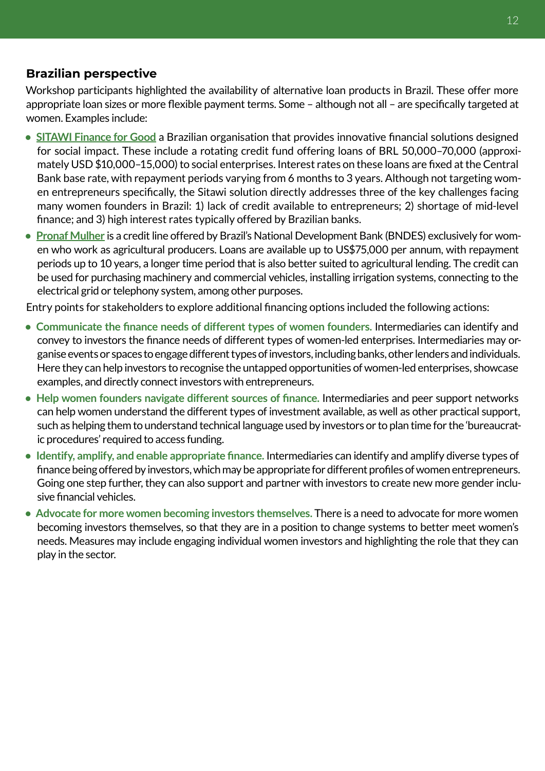## Brazilian perspective

Workshop participants highlighted the availability of alternative loan products in Brazil. These offer more appropriate loan sizes or more flexible payment terms. Some – although not all – are specifically targeted at women. Examples include:

- **SITAWI Finance for Good** a Brazilian organisation that provides innovative financial solutions designed for social impact. These include a rotating credit fund offering loans of BRL 50,000–70,000 (approximately USD $10,000–15,000) to social enterprises. Interest rates on these loans are fixed at the Central Bank base rate, with repayment periods varying from 6 months to 3 years. Although not targeting women entrepreneurs specifically, the Sitawi solution directly addresses three of the key challenges facing many women founders in Brazil: 1) lack of credit available to entrepreneurs; 2) shortage of mid-level finance; and 3) high interest rates typically offered by Brazilian banks.
- **Pronaf Mulher** is a credit line offered by Brazil's National Development Bank (BNDES) exclusively for women who work as agricultural producers. Loans are available up to US$75,000 per annum, with repayment periods up to 10 years, a longer time period that is also better suited to agricultural lending. The credit can be used for purchasing machinery and commercial vehicles, installing irrigation systems, connecting to the electrical grid or telephony system, among other purposes.

Entry points for stakeholders to explore additional financing options included the following actions:

- **Communicate the finance needs of different types of women founders.** Intermediaries can identify and convey to investors the finance needs of different types of women-led enterprises. Intermediaries may organise events or spaces to engage different types of investors, including banks, other lenders and individuals. Here they can help investors to recognise the untapped opportunities of women-led enterprises, showcase examples, and directly connect investors with entrepreneurs.
- **Help women founders navigate different sources of finance.** Intermediaries and peer support networks can help women understand the different types of investment available, as well as other practical support, such as helping them to understand technical language used by investors or to plan time for the 'bureaucratic procedures' required to access funding.
- **Identify, amplify, and enable appropriate finance.** Intermediaries can identify and amplify diverse types of finance being offered by investors, which may be appropriate for different profiles of women entrepreneurs. Going one step further, they can also support and partner with investors to create new more gender inclusive financial vehicles.
- **Advocate for more women becoming investors themselves.** There is a need to advocate for more women becoming investors themselves, so that they are in a position to change systems to better meet women's needs. Measures may include engaging individual women investors and highlighting the role that they can play in the sector.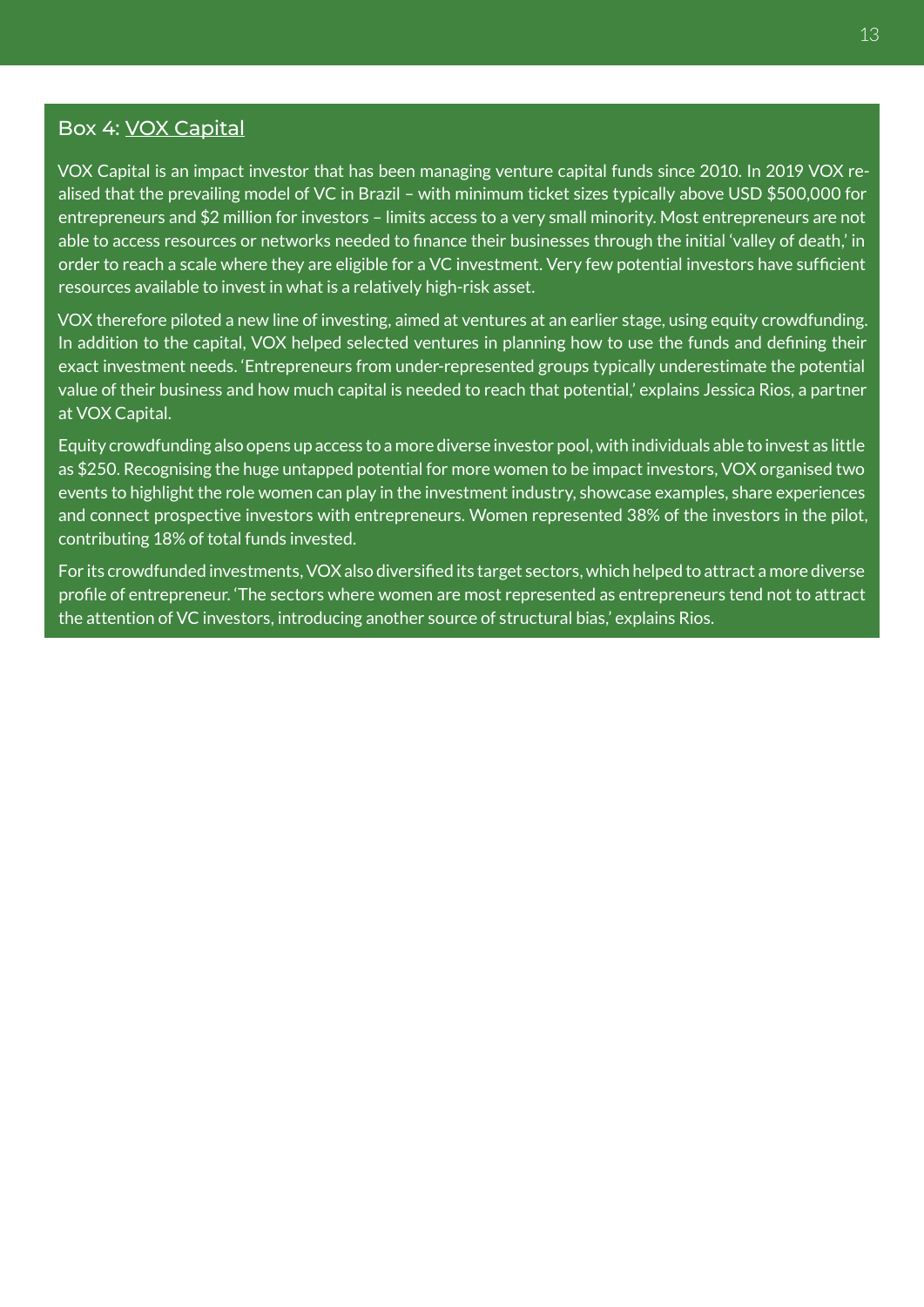### Box 4: VOX Capital

VOX Capital is an impact investor that has been managing venture capital funds since 2010. In 2019 VOX realised that the prevailing model of VC in Brazil – with minimum ticket sizes typically above USD $500,000 for entrepreneurs and $2 million for investors – limits access to a very small minority. Most entrepreneurs are not able to access resources or networks needed to finance their businesses through the initial 'valley of death,' in order to reach a scale where they are eligible for a VC investment. Very few potential investors have sufficient resources available to invest in what is a relatively high-risk asset.

VOX therefore piloted a new line of investing, aimed at ventures at an earlier stage, using equity crowdfunding. In addition to the capital, VOX helped selected ventures in planning how to use the funds and defining their exact investment needs. 'Entrepreneurs from under-represented groups typically underestimate the potential value of their business and how much capital is needed to reach that potential,' explains Jessica Rios, a partner at VOX Capital.

Equity crowdfunding also opens up access to a more diverse investor pool, with individuals able to invest as little as $250. Recognising the huge untapped potential for more women to be impact investors, VOX organised two events to highlight the role women can play in the investment industry, showcase examples, share experiences and connect prospective investors with entrepreneurs. Women represented 38% of the investors in the pilot, contributing 18% of total funds invested.

For its crowdfunded investments, VOX also diversified its target sectors, which helped to attract a more diverse profile of entrepreneur. 'The sectors where women are most represented as entrepreneurs tend not to attract the attention of VC investors, introducing another source of structural bias,' explains Rios.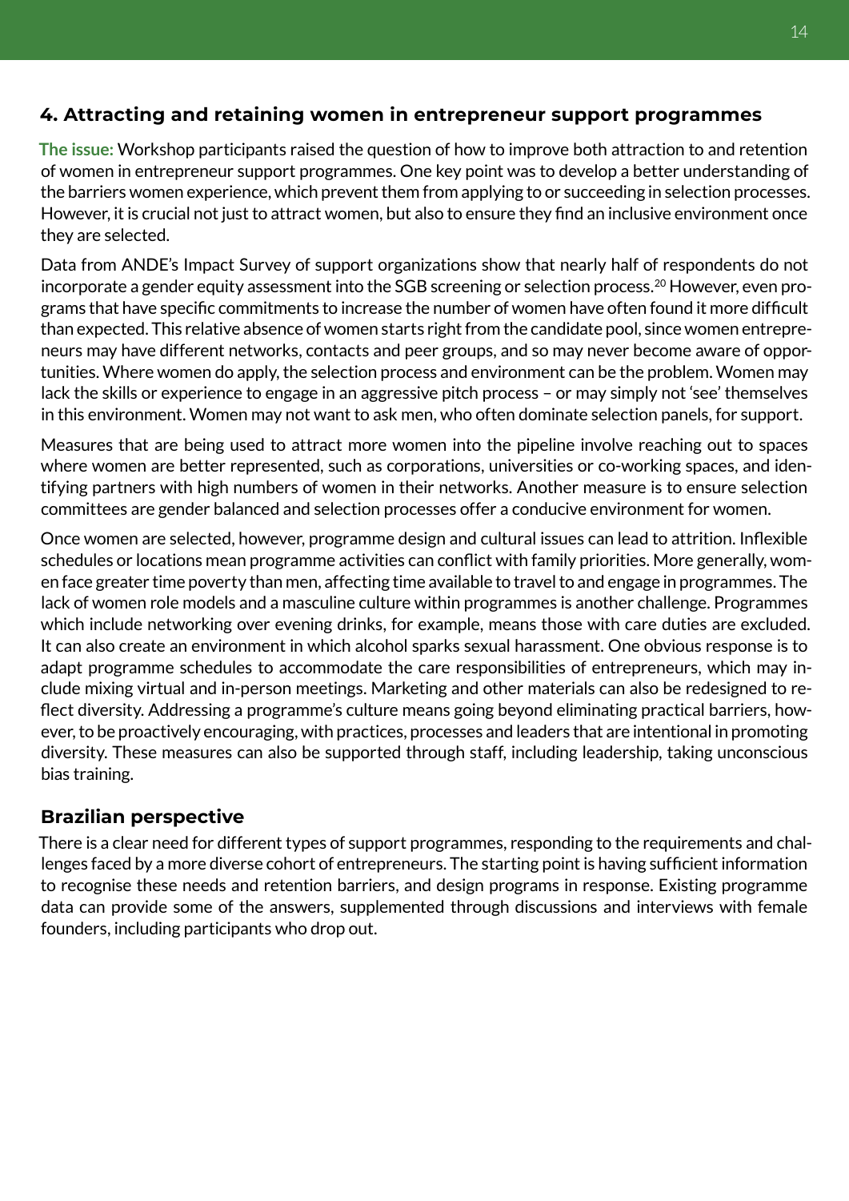## 4. Attracting and retaining women in entrepreneur support programmes

**The issue:** Workshop participants raised the question of how to improve both attraction to and retention of women in entrepreneur support programmes. One key point was to develop a better understanding of the barriers women experience, which prevent them from applying to or succeeding in selection processes. However, it is crucial not just to attract women, but also to ensure they find an inclusive environment once they are selected.

Data from ANDE's Impact Survey of support organizations show that nearly half of respondents do not incorporate a gender equity assessment into the SGB screening or selection process.[20] However, even programs that have specific commitments to increase the number of women have often found it more difficult than expected. This relative absence of women starts right from the candidate pool, since women entrepreneurs may have different networks, contacts and peer groups, and so may never become aware of opportunities. Where women do apply, the selection process and environment can be the problem. Women may lack the skills or experience to engage in an aggressive pitch process – or may simply not 'see' themselves in this environment. Women may not want to ask men, who often dominate selection panels, for support.

Measures that are being used to attract more women into the pipeline involve reaching out to spaces where women are better represented, such as corporations, universities or co-working spaces, and identifying partners with high numbers of women in their networks. Another measure is to ensure selection committees are gender balanced and selection processes offer a conducive environment for women.

Once women are selected, however, programme design and cultural issues can lead to attrition. Inflexible schedules or locations mean programme activities can conflict with family priorities. More generally, women face greater time poverty than men, affecting time available to travel to and engage in programmes. The lack of women role models and a masculine culture within programmes is another challenge. Programmes which include networking over evening drinks, for example, means those with care duties are excluded. It can also create an environment in which alcohol sparks sexual harassment. One obvious response is to adapt programme schedules to accommodate the care responsibilities of entrepreneurs, which may include mixing virtual and in-person meetings. Marketing and other materials can also be redesigned to reflect diversity. Addressing a programme's culture means going beyond eliminating practical barriers, however, to be proactively encouraging, with practices, processes and leaders that are intentional in promoting diversity. These measures can also be supported through staff, including leadership, taking unconscious bias training.

### Brazilian perspective

There is a clear need for different types of support programmes, responding to the requirements and challenges faced by a more diverse cohort of entrepreneurs. The starting point is having sufficient information to recognise these needs and retention barriers, and design programs in response. Existing programme data can provide some of the answers, supplemented through discussions and interviews with female founders, including participants who drop out.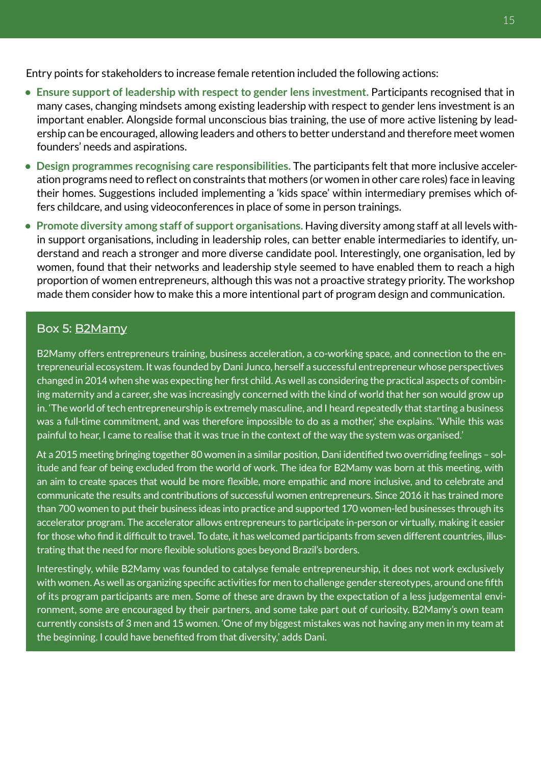Entry points for stakeholders to increase female retention included the following actions:

- **Ensure support of leadership with respect to gender lens investment.** Participants recognised that in many cases, changing mindsets among existing leadership with respect to gender lens investment is an important enabler. Alongside formal unconscious bias training, the use of more active listening by leadership can be encouraged, allowing leaders and others to better understand and therefore meet women founders' needs and aspirations.
- **Design programmes recognising care responsibilities.** The participants felt that more inclusive acceleration programs need to reflect on constraints that mothers (or women in other care roles) face in leaving their homes. Suggestions included implementing a 'kids space' within intermediary premises which offers childcare, and using videoconferences in place of some in person trainings.
- **Promote diversity among staff of support organisations.** Having diversity among staff at all levels within support organisations, including in leadership roles, can better enable intermediaries to identify, understand and reach a stronger and more diverse candidate pool. Interestingly, one organisation, led by women, found that their networks and leadership style seemed to have enabled them to reach a high proportion of women entrepreneurs, although this was not a proactive strategy priority. The workshop made them consider how to make this a more intentional part of program design and communication.

### Box 5: B2Mamy

B2Mamy offers entrepreneurs training, business acceleration, a co-working space, and connection to the entrepreneurial ecosystem. It was founded by Dani Junco, herself a successful entrepreneur whose perspectives changed in 2014 when she was expecting her first child. As well as considering the practical aspects of combining maternity and a career, she was increasingly concerned with the kind of world that her son would grow up in. 'The world of tech entrepreneurship is extremely masculine, and I heard repeatedly that starting a business was a full-time commitment, and was therefore impossible to do as a mother,' she explains. 'While this was painful to hear, I came to realise that it was true in the context of the way the system was organised.'

At a 2015 meeting bringing together 80 women in a similar position, Dani identified two overriding feelings – solitude and fear of being excluded from the world of work. The idea for B2Mamy was born at this meeting, with an aim to create spaces that would be more flexible, more empathic and more inclusive, and to celebrate and communicate the results and contributions of successful women entrepreneurs. Since 2016 it has trained more than 700 women to put their business ideas into practice and supported 170 women-led businesses through its accelerator program. The accelerator allows entrepreneurs to participate in-person or virtually, making it easier for those who find it difficult to travel. To date, it has welcomed participants from seven different countries, illustrating that the need for more flexible solutions goes beyond Brazil's borders.

Interestingly, while B2Mamy was founded to catalyse female entrepreneurship, it does not work exclusively with women. As well as organizing specific activities for men to challenge gender stereotypes, around one fifth of its program participants are men. Some of these are drawn by the expectation of a less judgemental environment, some are encouraged by their partners, and some take part out of curiosity. B2Mamy's own team currently consists of 3 men and 15 women. 'One of my biggest mistakes was not having any men in my team at the beginning. I could have benefited from that diversity,' adds Dani.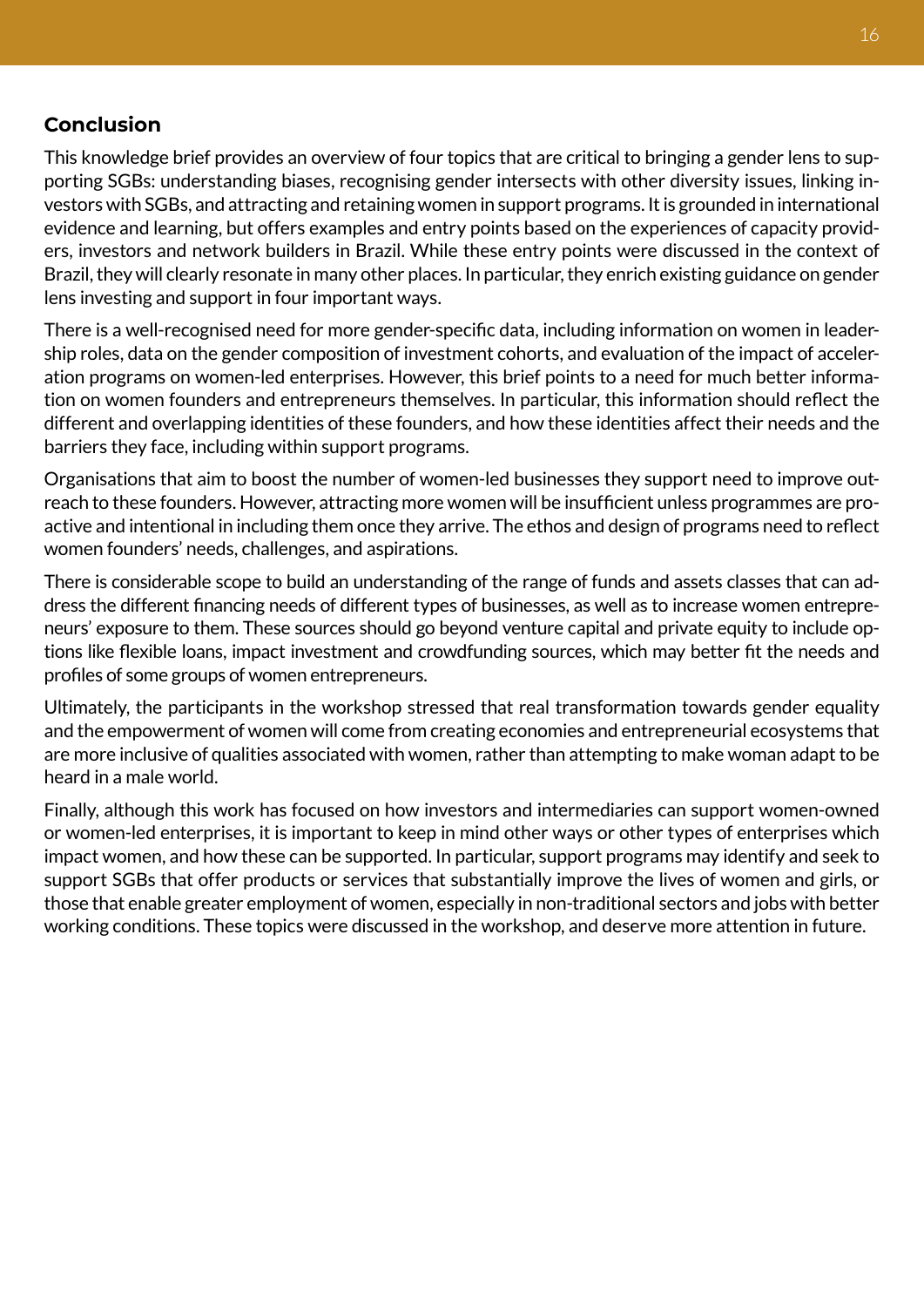## Conclusion

This knowledge brief provides an overview of four topics that are critical to bringing a gender lens to supporting SGBs: understanding biases, recognising gender intersects with other diversity issues, linking investors with SGBs, and attracting and retaining women in support programs. It is grounded in international evidence and learning, but offers examples and entry points based on the experiences of capacity providers, investors and network builders in Brazil. While these entry points were discussed in the context of Brazil, they will clearly resonate in many other places. In particular, they enrich existing guidance on gender lens investing and support in four important ways.

There is a well-recognised need for more gender-specific data, including information on women in leadership roles, data on the gender composition of investment cohorts, and evaluation of the impact of acceleration programs on women-led enterprises. However, this brief points to a need for much better information on women founders and entrepreneurs themselves. In particular, this information should reflect the different and overlapping identities of these founders, and how these identities affect their needs and the barriers they face, including within support programs.

Organisations that aim to boost the number of women-led businesses they support need to improve outreach to these founders. However, attracting more women will be insufficient unless programmes are proactive and intentional in including them once they arrive. The ethos and design of programs need to reflect women founders' needs, challenges, and aspirations.

There is considerable scope to build an understanding of the range of funds and assets classes that can address the different financing needs of different types of businesses, as well as to increase women entrepreneurs' exposure to them. These sources should go beyond venture capital and private equity to include options like flexible loans, impact investment and crowdfunding sources, which may better fit the needs and profiles of some groups of women entrepreneurs.

Ultimately, the participants in the workshop stressed that real transformation towards gender equality and the empowerment of women will come from creating economies and entrepreneurial ecosystems that are more inclusive of qualities associated with women, rather than attempting to make woman adapt to be heard in a male world.

Finally, although this work has focused on how investors and intermediaries can support women-owned or women-led enterprises, it is important to keep in mind other ways or other types of enterprises which impact women, and how these can be supported. In particular, support programs may identify and seek to support SGBs that offer products or services that substantially improve the lives of women and girls, or those that enable greater employment of women, especially in non-traditional sectors and jobs with better working conditions. These topics were discussed in the workshop, and deserve more attention in future.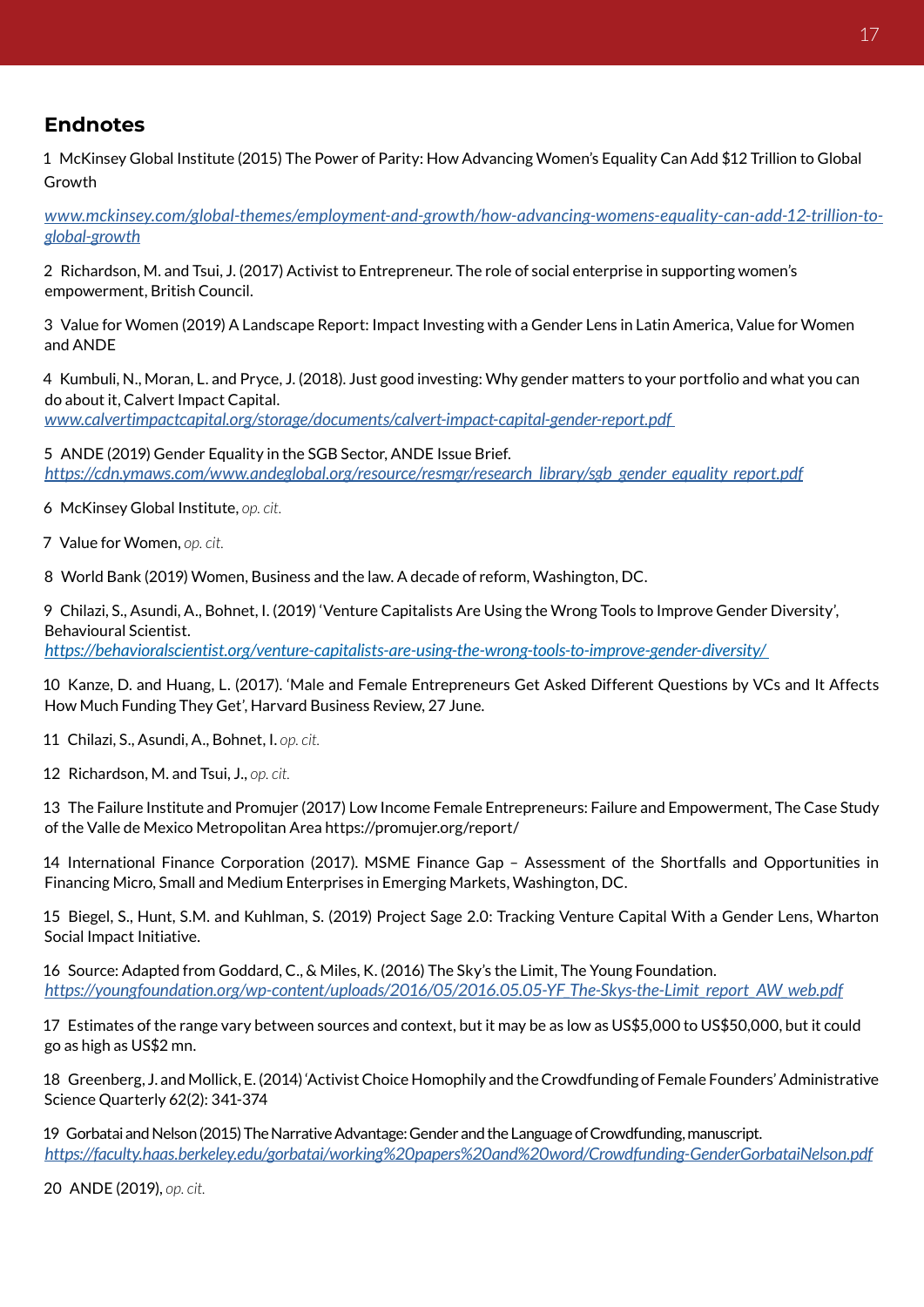## Endnotes

1 McKinsey Global Institute (2015) The Power of Parity: How Advancing Women's Equality Can Add $12 Trillion to Global Growth

*www.mckinsey.com/global-themes/employment-and-growth/how-advancing-womens-equality-can-add-12-trillion-to-global-growth*

2 Richardson, M. and Tsui, J. (2017) Activist to Entrepreneur. The role of social enterprise in supporting women's empowerment, British Council.

3 Value for Women (2019) A Landscape Report: Impact Investing with a Gender Lens in Latin America, Value for Women and ANDE

4 Kumbuli, N., Moran, L. and Pryce, J. (2018). Just good investing: Why gender matters to your portfolio and what you can do about it, Calvert Impact Capital.
*www.calvertimpactcapital.org/storage/documents/calvert-impact-capital-gender-report.pdf*

5 ANDE (2019) Gender Equality in the SGB Sector, ANDE Issue Brief.
*https://cdn.ymaws.com/www.andeglobal.org/resource/resmgr/research_library/sgb_gender_equality_report.pdf*

6 McKinsey Global Institute, *op. cit.*

7 Value for Women, *op. cit.*

8 World Bank (2019) Women, Business and the law. A decade of reform, Washington, DC.

9 Chilazi, S., Asundi, A., Bohnet, I. (2019) 'Venture Capitalists Are Using the Wrong Tools to Improve Gender Diversity', Behavioural Scientist.
*https://behavioralscientist.org/venture-capitalists-are-using-the-wrong-tools-to-improve-gender-diversity/*

10 Kanze, D. and Huang, L. (2017). 'Male and Female Entrepreneurs Get Asked Different Questions by VCs and It Affects How Much Funding They Get', Harvard Business Review, 27 June.

11 Chilazi, S., Asundi, A., Bohnet, I. *op. cit.*

12 Richardson, M. and Tsui, J., *op. cit.*

13 The Failure Institute and Promujer (2017) Low Income Female Entrepreneurs: Failure and Empowerment, The Case Study of the Valle de Mexico Metropolitan Area https://promujer.org/report/

14 International Finance Corporation (2017). MSME Finance Gap – Assessment of the Shortfalls and Opportunities in Financing Micro, Small and Medium Enterprises in Emerging Markets, Washington, DC.

15 Biegel, S., Hunt, S.M. and Kuhlman, S. (2019) Project Sage 2.0: Tracking Venture Capital With a Gender Lens, Wharton Social Impact Initiative.

16 Source: Adapted from Goddard, C., & Miles, K. (2016) The Sky's the Limit, The Young Foundation.
*https://youngfoundation.org/wp-content/uploads/2016/05/2016.05.05-YF_The-Skys-the-Limit_report_AW_web.pdf*

17 Estimates of the range vary between sources and context, but it may be as low as US$5,000 to US$50,000, but it could go as high as US$2 mn.

18 Greenberg, J. and Mollick, E. (2014) 'Activist Choice Homophily and the Crowdfunding of Female Founders' Administrative Science Quarterly 62(2): 341-374

19 Gorbatai and Nelson (2015) The Narrative Advantage: Gender and the Language of Crowdfunding, manuscript.
*https://faculty.haas.berkeley.edu/gorbatai/working%20papers%20and%20word/Crowdfunding-GenderGorbataiNelson.pdf*

20 ANDE (2019), *op. cit.*